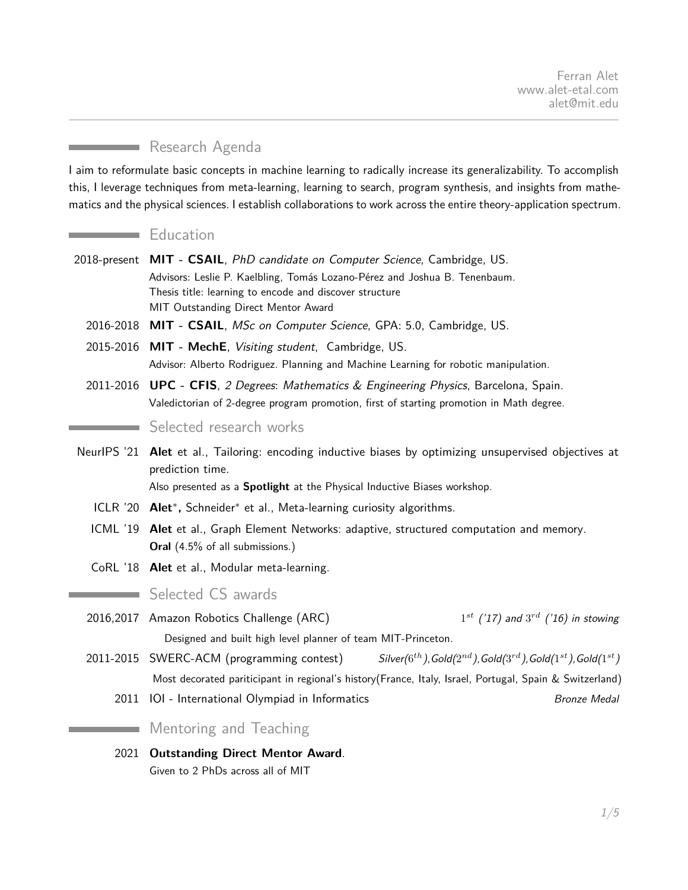Ferran Alet
www.alet-etal.com
alet@mit.edu

## Research Agenda

I aim to reformulate basic concepts in machine learning to radically increase its generalizability. To accomplish this, I leverage techniques from meta-learning, learning to search, program synthesis, and insights from mathematics and the physical sciences. I establish collaborations to work across the entire theory-application spectrum.

## Education

**2018-present** — **MIT - CSAIL**, *PhD candidate on Computer Science*, Cambridge, US.
Advisors: Leslie P. Kaelbling, Tomás Lozano-Pérez and Joshua B. Tenenbaum.
Thesis title: learning to encode and discover structure
MIT Outstanding Direct Mentor Award

**2016-2018** — **MIT - CSAIL**, *MSc on Computer Science*, GPA: 5.0, Cambridge, US.

**2015-2016** — **MIT - MechE**, *Visiting student*, Cambridge, US.
Advisor: Alberto Rodriguez. Planning and Machine Learning for robotic manipulation.

**2011-2016** — **UPC - CFIS**, *2 Degrees*: *Mathematics & Engineering Physics*, Barcelona, Spain.
Valedictorian of 2-degree program promotion, first of starting promotion in Math degree.

## Selected research works

**NeurIPS '21** — **Alet** et al., Tailoring: encoding inductive biases by optimizing unsupervised objectives at prediction time.
Also presented as a **Spotlight** at the Physical Inductive Biases workshop.

**ICLR '20** — **Alet**\*, Schneider\* et al., Meta-learning curiosity algorithms.

**ICML '19** — **Alet** et al., Graph Element Networks: adaptive, structured computation and memory.
**Oral** (4.5% of all submissions.)

**CoRL '18** — **Alet** et al., Modular meta-learning.

## Selected CS awards

**2016,2017** — Amazon Robotics Challenge (ARC) — *$1^{st}$ ('17) and $3^{rd}$ ('16) in stowing*
Designed and built high level planner of team MIT-Princeton.

**2011-2015** — SWERC-ACM (programming contest) — *Silver($6^{th}$),Gold($2^{nd}$),Gold($3^{rd}$),Gold($1^{st}$),Gold($1^{st}$)*
Most decorated pariticipant in regional's history(France, Italy, Israel, Portugal, Spain & Switzerland)

**2011** — IOI - International Olympiad in Informatics — *Bronze Medal*

## Mentoring and Teaching

**2021** — **Outstanding Direct Mentor Award**.
Given to 2 PhDs across all of MIT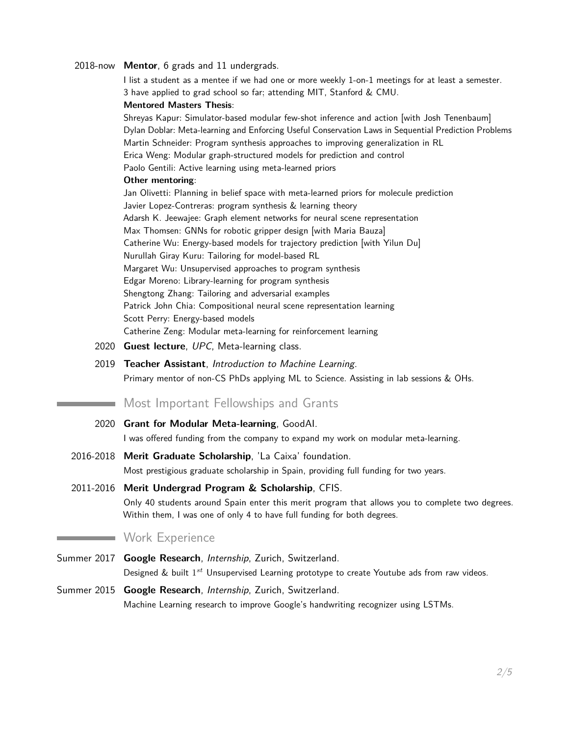2018-now **Mentor**, 6 grads and 11 undergrads.

I list a student as a mentee if we had one or more weekly 1-on-1 meetings for at least a semester.
3 have applied to grad school so far; attending MIT, Stanford & CMU.

**Mentored Masters Thesis**:

Shreyas Kapur: Simulator-based modular few-shot inference and action [with Josh Tenenbaum]
Dylan Doblar: Meta-learning and Enforcing Useful Conservation Laws in Sequential Prediction Problems
Martin Schneider: Program synthesis approaches to improving generalization in RL
Erica Weng: Modular graph-structured models for prediction and control
Paolo Gentili: Active learning using meta-learned priors

**Other mentoring**:

Jan Olivetti: Planning in belief space with meta-learned priors for molecule prediction
Javier Lopez-Contreras: program synthesis & learning theory
Adarsh K. Jeewajee: Graph element networks for neural scene representation
Max Thomsen: GNNs for robotic gripper design [with Maria Bauza]
Catherine Wu: Energy-based models for trajectory prediction [with Yilun Du]
Nurullah Giray Kuru: Tailoring for model-based RL
Margaret Wu: Unsupervised approaches to program synthesis
Edgar Moreno: Library-learning for program synthesis
Shengtong Zhang: Tailoring and adversarial examples
Patrick John Chia: Compositional neural scene representation learning
Scott Perry: Energy-based models
Catherine Zeng: Modular meta-learning for reinforcement learning

2020 **Guest lecture**, *UPC*, Meta-learning class.

2019 **Teacher Assistant**, *Introduction to Machine Learning*.
Primary mentor of non-CS PhDs applying ML to Science. Assisting in lab sessions & OHs.

## Most Important Fellowships and Grants

2020 **Grant for Modular Meta-learning**, GoodAI.
I was offered funding from the company to expand my work on modular meta-learning.

2016-2018 **Merit Graduate Scholarship**, 'La Caixa' foundation.
Most prestigious graduate scholarship in Spain, providing full funding for two years.

2011-2016 **Merit Undergrad Program & Scholarship**, CFIS.
Only 40 students around Spain enter this merit program that allows you to complete two degrees. Within them, I was one of only 4 to have full funding for both degrees.

## Work Experience

Summer 2017 **Google Research**, *Internship*, Zurich, Switzerland.
Designed & built $1^{st}$ Unsupervised Learning prototype to create Youtube ads from raw videos.

Summer 2015 **Google Research**, *Internship*, Zurich, Switzerland.
Machine Learning research to improve Google's handwriting recognizer using LSTMs.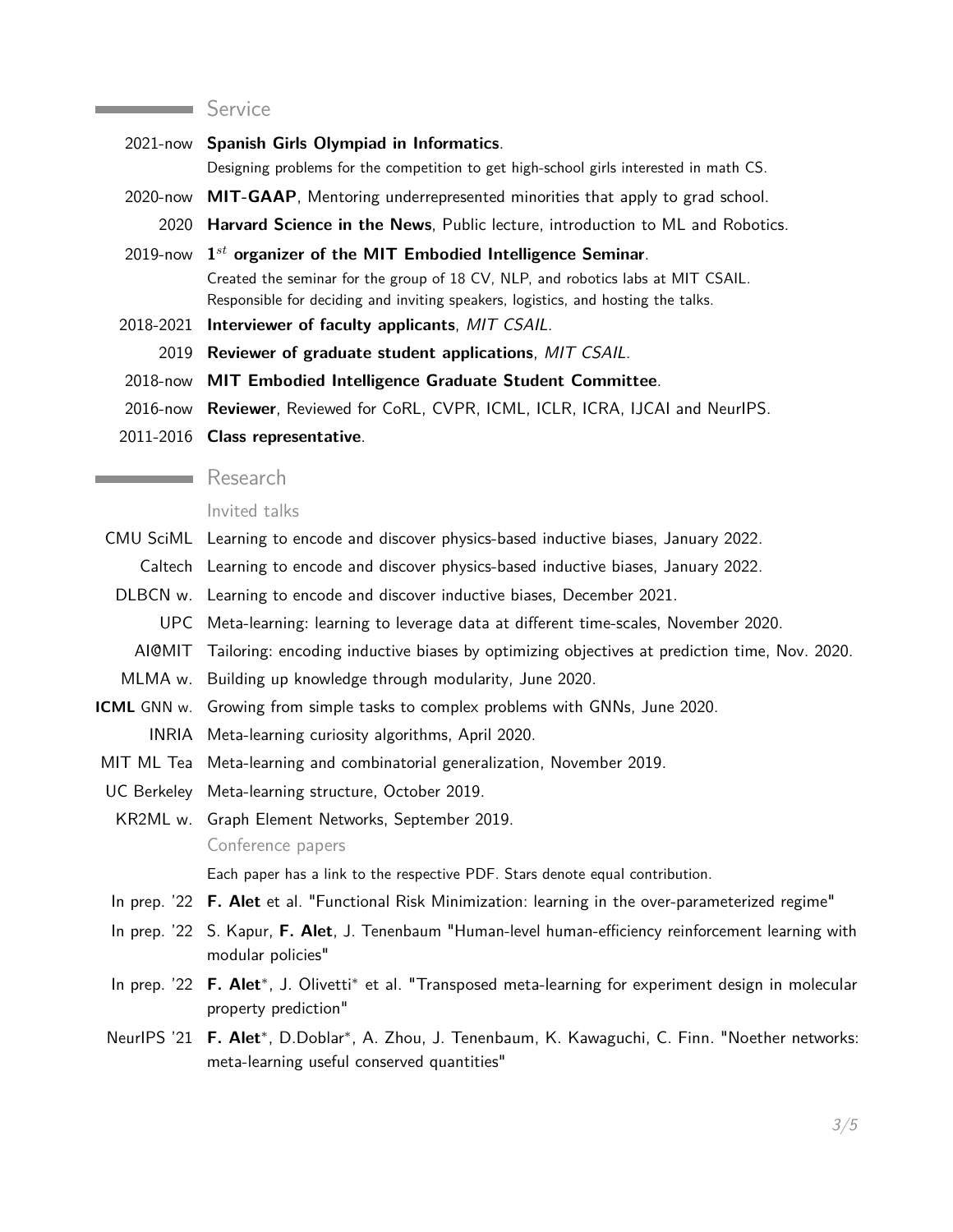## Service

- **2021-now** **Spanish Girls Olympiad in Informatics**.
  Designing problems for the competition to get high-school girls interested in math CS.
- **2020-now** **MIT-GAAP**, Mentoring underrepresented minorities that apply to grad school.
- **2020** **Harvard Science in the News**, Public lecture, introduction to ML and Robotics.
- **2019-now** **1$^{st}$ organizer of the MIT Embodied Intelligence Seminar**.
  Created the seminar for the group of 18 CV, NLP, and robotics labs at MIT CSAIL.
  Responsible for deciding and inviting speakers, logistics, and hosting the talks.
- **2018-2021** **Interviewer of faculty applicants**, *MIT CSAIL*.
- **2019** **Reviewer of graduate student applications**, *MIT CSAIL*.
- **2018-now** **MIT Embodied Intelligence Graduate Student Committee**.
- **2016-now** **Reviewer**, Reviewed for CoRL, CVPR, ICML, ICLR, ICRA, IJCAI and NeurIPS.
- **2011-2016** **Class representative**.

## Research

### Invited talks

- **CMU SciML** Learning to encode and discover physics-based inductive biases, January 2022.
- **Caltech** Learning to encode and discover physics-based inductive biases, January 2022.
- **DLBCN w.** Learning to encode and discover inductive biases, December 2021.
- **UPC** Meta-learning: learning to leverage data at different time-scales, November 2020.
- **AI@MIT** Tailoring: encoding inductive biases by optimizing objectives at prediction time, Nov. 2020.
- **MLMA w.** Building up knowledge through modularity, June 2020.
- **ICML GNN w.** Growing from simple tasks to complex problems with GNNs, June 2020.
- **INRIA** Meta-learning curiosity algorithms, April 2020.
- **MIT ML Tea** Meta-learning and combinatorial generalization, November 2019.
- **UC Berkeley** Meta-learning structure, October 2019.
- **KR2ML w.** Graph Element Networks, September 2019.

### Conference papers

Each paper has a link to the respective PDF. Stars denote equal contribution.

- **In prep. '22** **F. Alet** et al. "Functional Risk Minimization: learning in the over-parameterized regime"
- **In prep. '22** S. Kapur, **F. Alet**, J. Tenenbaum "Human-level human-efficiency reinforcement learning with modular policies"
- **In prep. '22** **F. Alet**\*, J. Olivetti\* et al. "Transposed meta-learning for experiment design in molecular property prediction"
- **NeurIPS '21** **F. Alet**\*, D.Doblar\*, A. Zhou, J. Tenenbaum, K. Kawaguchi, C. Finn. "Noether networks: meta-learning useful conserved quantities"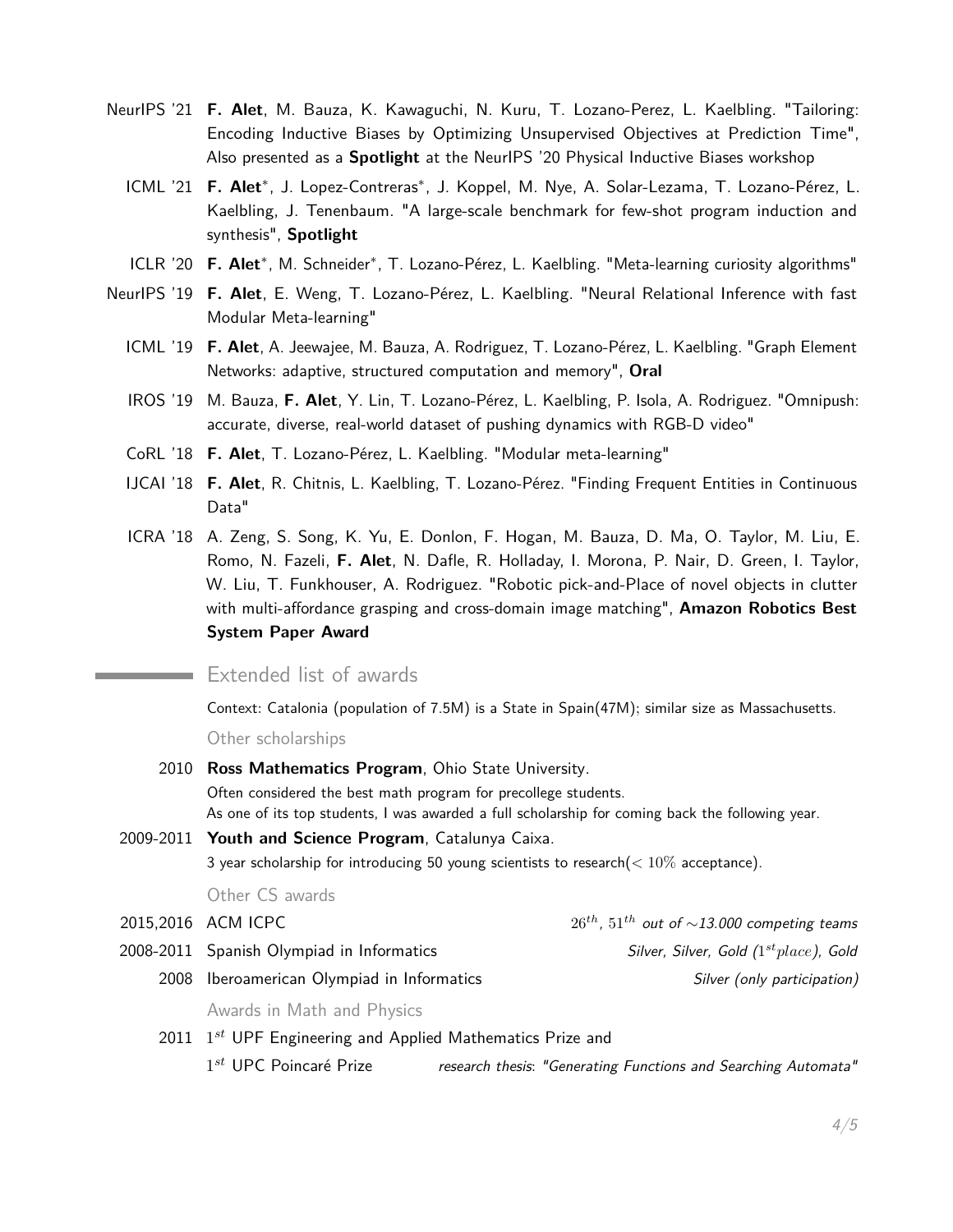- NeurIPS '21 **F. Alet**, M. Bauza, K. Kawaguchi, N. Kuru, T. Lozano-Perez, L. Kaelbling. "Tailoring: Encoding Inductive Biases by Optimizing Unsupervised Objectives at Prediction Time", Also presented as a **Spotlight** at the NeurIPS '20 Physical Inductive Biases workshop
- ICML '21 **F. Alet**\*, J. Lopez-Contreras\*, J. Koppel, M. Nye, A. Solar-Lezama, T. Lozano-Pérez, L. Kaelbling, J. Tenenbaum. "A large-scale benchmark for few-shot program induction and synthesis", **Spotlight**
- ICLR '20 **F. Alet**\*, M. Schneider\*, T. Lozano-Pérez, L. Kaelbling. "Meta-learning curiosity algorithms"
- NeurIPS '19 **F. Alet**, E. Weng, T. Lozano-Pérez, L. Kaelbling. "Neural Relational Inference with fast Modular Meta-learning"
- ICML '19 **F. Alet**, A. Jeewajee, M. Bauza, A. Rodriguez, T. Lozano-Pérez, L. Kaelbling. "Graph Element Networks: adaptive, structured computation and memory", **Oral**
- IROS '19 M. Bauza, **F. Alet**, Y. Lin, T. Lozano-Pérez, L. Kaelbling, P. Isola, A. Rodriguez. "Omnipush: accurate, diverse, real-world dataset of pushing dynamics with RGB-D video"
- CoRL '18 **F. Alet**, T. Lozano-Pérez, L. Kaelbling. "Modular meta-learning"
- IJCAI '18 **F. Alet**, R. Chitnis, L. Kaelbling, T. Lozano-Pérez. "Finding Frequent Entities in Continuous Data"
- ICRA '18 A. Zeng, S. Song, K. Yu, E. Donlon, F. Hogan, M. Bauza, D. Ma, O. Taylor, M. Liu, E. Romo, N. Fazeli, **F. Alet**, N. Dafle, R. Holladay, I. Morona, P. Nair, D. Green, I. Taylor, W. Liu, T. Funkhouser, A. Rodriguez. "Robotic pick-and-Place of novel objects in clutter with multi-affordance grasping and cross-domain image matching", **Amazon Robotics Best System Paper Award**

## Extended list of awards

Context: Catalonia (population of 7.5M) is a State in Spain(47M); similar size as Massachusetts.

### Other scholarships

- 2010 **Ross Mathematics Program**, Ohio State University.
  Often considered the best math program for precollege students.
  As one of its top students, I was awarded a full scholarship for coming back the following year.
- 2009-2011 **Youth and Science Program**, Catalunya Caixa.
  3 year scholarship for introducing 50 young scientists to research($< 10\%$ acceptance).

### Other CS awards

- 2015,2016 ACM ICPC — *$26^{th}$, $51^{th}$ out of ~13.000 competing teams*
- 2008-2011 Spanish Olympiad in Informatics — *Silver, Silver, Gold ($1^{st}place$), Gold*
- 2008 Iberoamerican Olympiad in Informatics — *Silver (only participation)*

### Awards in Math and Physics

- 2011 $1^{st}$ UPF Engineering and Applied Mathematics Prize and
  $1^{st}$ UPC Poincaré Prize — *research thesis: "Generating Functions and Searching Automata"*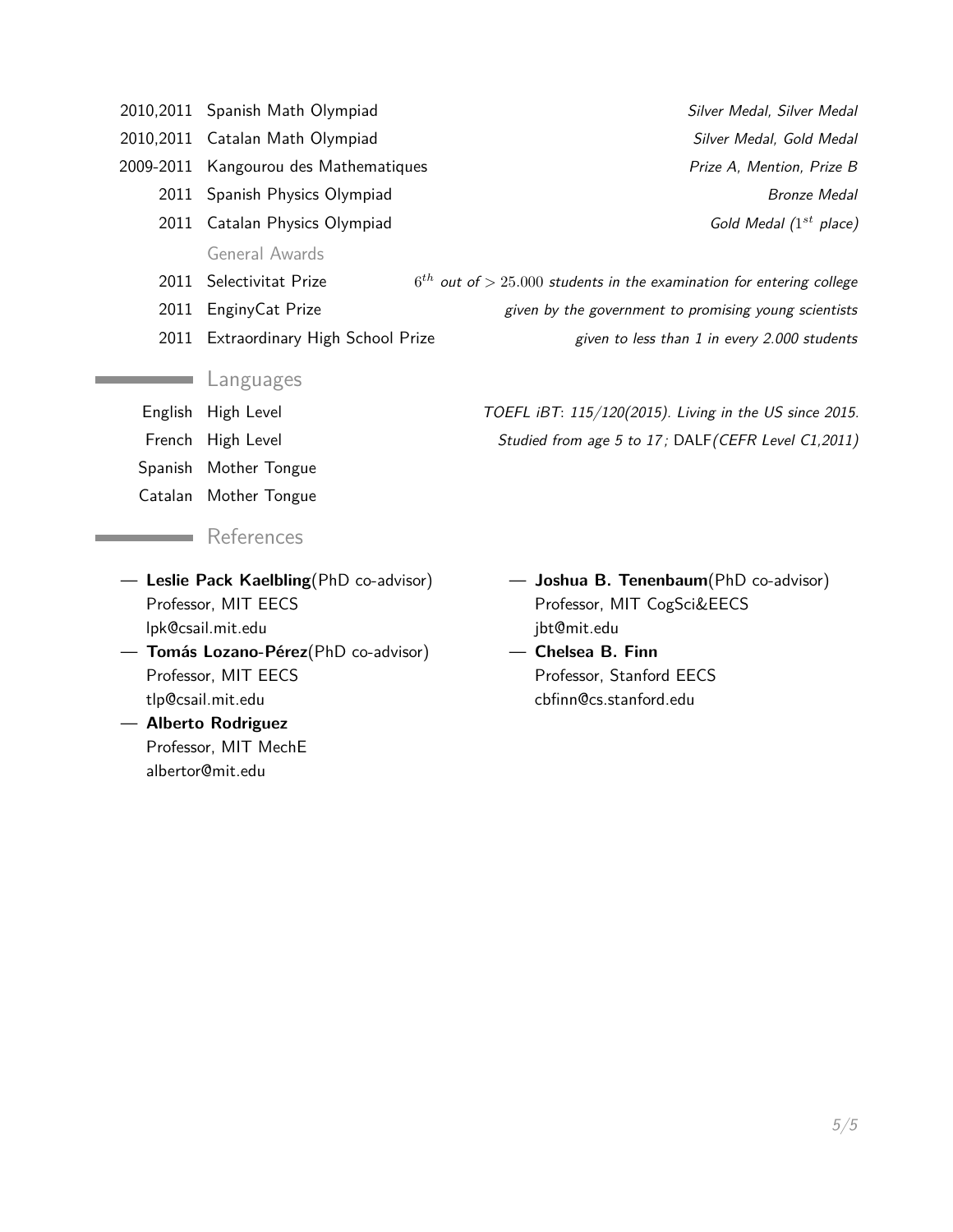| | | |
|---|---|---|
| 2010,2011 | Spanish Math Olympiad | *Silver Medal, Silver Medal* |
| 2010,2011 | Catalan Math Olympiad | *Silver Medal, Gold Medal* |
| 2009-2011 | Kangourou des Mathematiques | *Prize A, Mention, Prize B* |
| 2011 | Spanish Physics Olympiad | *Bronze Medal* |
| 2011 | Catalan Physics Olympiad | *Gold Medal ($1^{st}$ place)* |

### General Awards

| | | |
|---|---|---|
| 2011 | Selectivitat Prize | *$6^{th}$ out of $> 25.000$ students in the examination for entering college* |
| 2011 | EnginyCat Prize | *given by the government to promising young scientists* |
| 2011 | Extraordinary High School Prize | *given to less than 1 in every 2.000 students* |

## Languages

| | | |
|---|---|---|
| English | High Level | *TOEFL iBT: 115/120(2015). Living in the US since 2015.* |
| French | High Level | *Studied from age 5 to 17;* DALF*(CEFR Level C1,2011)* |
| Spanish | Mother Tongue | |
| Catalan | Mother Tongue | |

## References

- **Leslie Pack Kaelbling**(PhD co-advisor)
  Professor, MIT EECS
  lpk@csail.mit.edu
- **Tomás Lozano-Pérez**(PhD co-advisor)
  Professor, MIT EECS
  tlp@csail.mit.edu
- **Alberto Rodriguez**
  Professor, MIT MechE
  albertor@mit.edu
- **Joshua B. Tenenbaum**(PhD co-advisor)
  Professor, MIT CogSci&EECS
  jbt@mit.edu
- **Chelsea B. Finn**
  Professor, Stanford EECS
  cbfinn@cs.stanford.edu